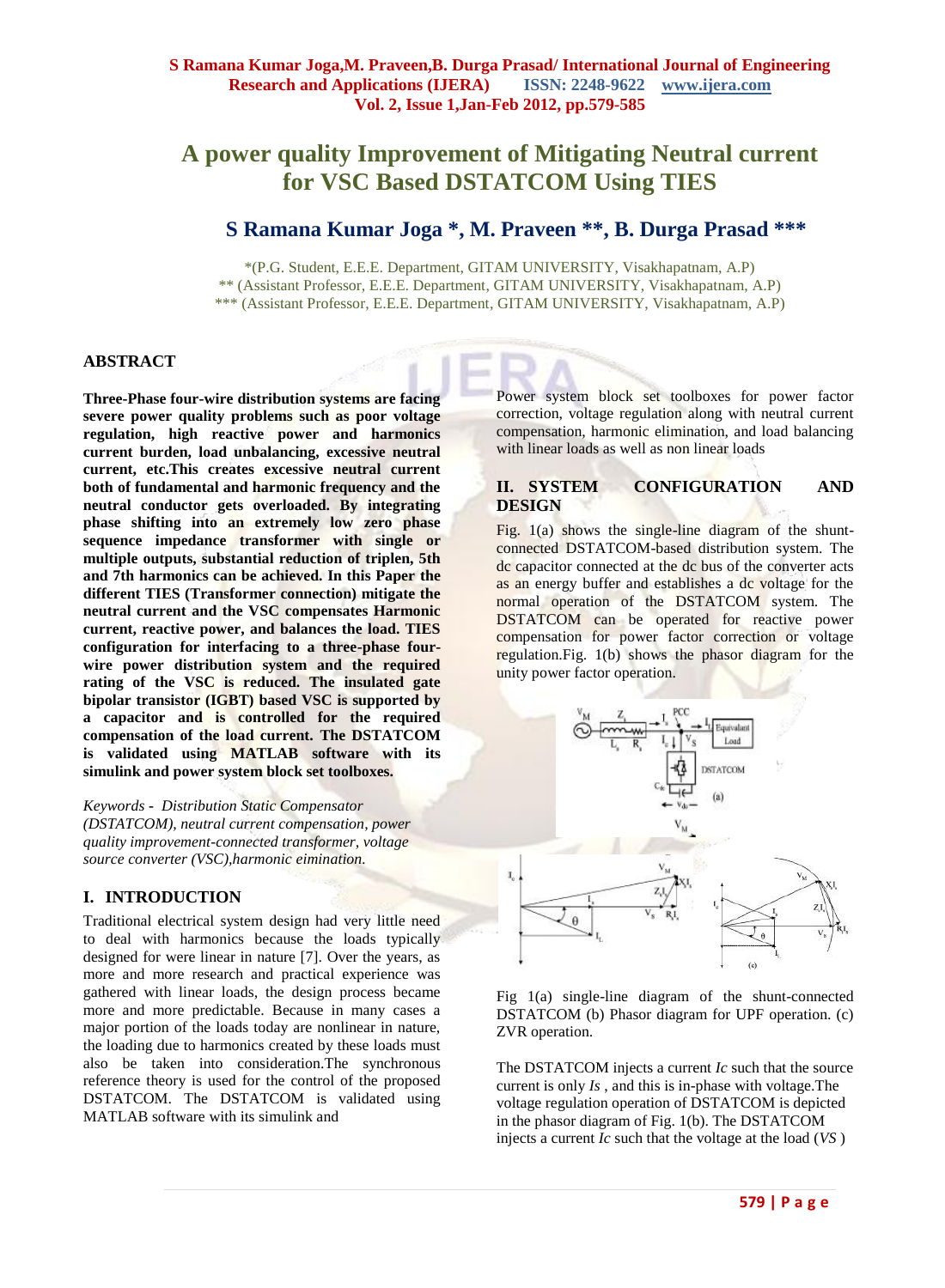# A power quality Improvement of Mitigating Neutral current for VSC Based DSTATCOM Using TIES

## S Ramana Kumar Joga *, M. Praveen **, B. Durga Prasad ***

*(P.G. Student, E.E.E. Department, GITAM UNIVERSITY, Visakhapatnam, A.P)
** (Assistant Professor, E.E.E. Department, GITAM UNIVERSITY, Visakhapatnam, A.P)
*** (Assistant Professor, E.E.E. Department, GITAM UNIVERSITY, Visakhapatnam, A.P)

## ABSTRACT

**Three-Phase four-wire distribution systems are facing severe power quality problems such as poor voltage regulation, high reactive power and harmonics current burden, load unbalancing, excessive neutral current, etc.This creates excessive neutral current both of fundamental and harmonic frequency and the neutral conductor gets overloaded. By integrating phase shifting into an extremely low zero phase sequence impedance transformer with single or multiple outputs, substantial reduction of triplen, 5th and 7th harmonics can be achieved. In this Paper the different TIES (Transformer connection) mitigate the neutral current and the VSC compensates Harmonic current, reactive power, and balances the load. TIES configuration for interfacing to a three-phase four-wire power distribution system and the required rating of the VSC is reduced. The insulated gate bipolar transistor (IGBT) based VSC is supported by a capacitor and is controlled for the required compensation of the load current. The DSTATCOM is validated using MATLAB software with its simulink and power system block set toolboxes.**

*Keywords - Distribution Static Compensator (DSTATCOM), neutral current compensation, power quality improvement-connected transformer, voltage source converter (VSC),harmonic eimination.*

## I. INTRODUCTION

Traditional electrical system design had very little need to deal with harmonics because the loads typically designed for were linear in nature [7]. Over the years, as more and more research and practical experience was gathered with linear loads, the design process became more and more predictable. Because in many cases a major portion of the loads today are nonlinear in nature, the loading due to harmonics created by these loads must also be taken into consideration.The synchronous reference theory is used for the control of the proposed DSTATCOM. The DSTATCOM is validated using MATLAB software with its simulink and Power system block set toolboxes for power factor correction, voltage regulation along with neutral current compensation, harmonic elimination, and load balancing with linear loads as well as non linear loads

## II. SYSTEM CONFIGURATION AND DESIGN

Fig. 1(a) shows the single-line diagram of the shunt-connected DSTATCOM-based distribution system. The dc capacitor connected at the dc bus of the converter acts as an energy buffer and establishes a dc voltage for the normal operation of the DSTATCOM system. The DSTATCOM can be operated for reactive power compensation for power factor correction or voltage regulation.Fig. 1(b) shows the phasor diagram for the unity power factor operation.

Fig 1(a) single-line diagram of the shunt-connected DSTATCOM (b) Phasor diagram for UPF operation. (c) ZVR operation.

The DSTATCOM injects a current *Ic* such that the source current is only *Is* , and this is in-phase with voltage.The voltage regulation operation of DSTATCOM is depicted in the phasor diagram of Fig. 1(b). The DSTATCOM injects a current *Ic* such that the voltage at the load (*VS* )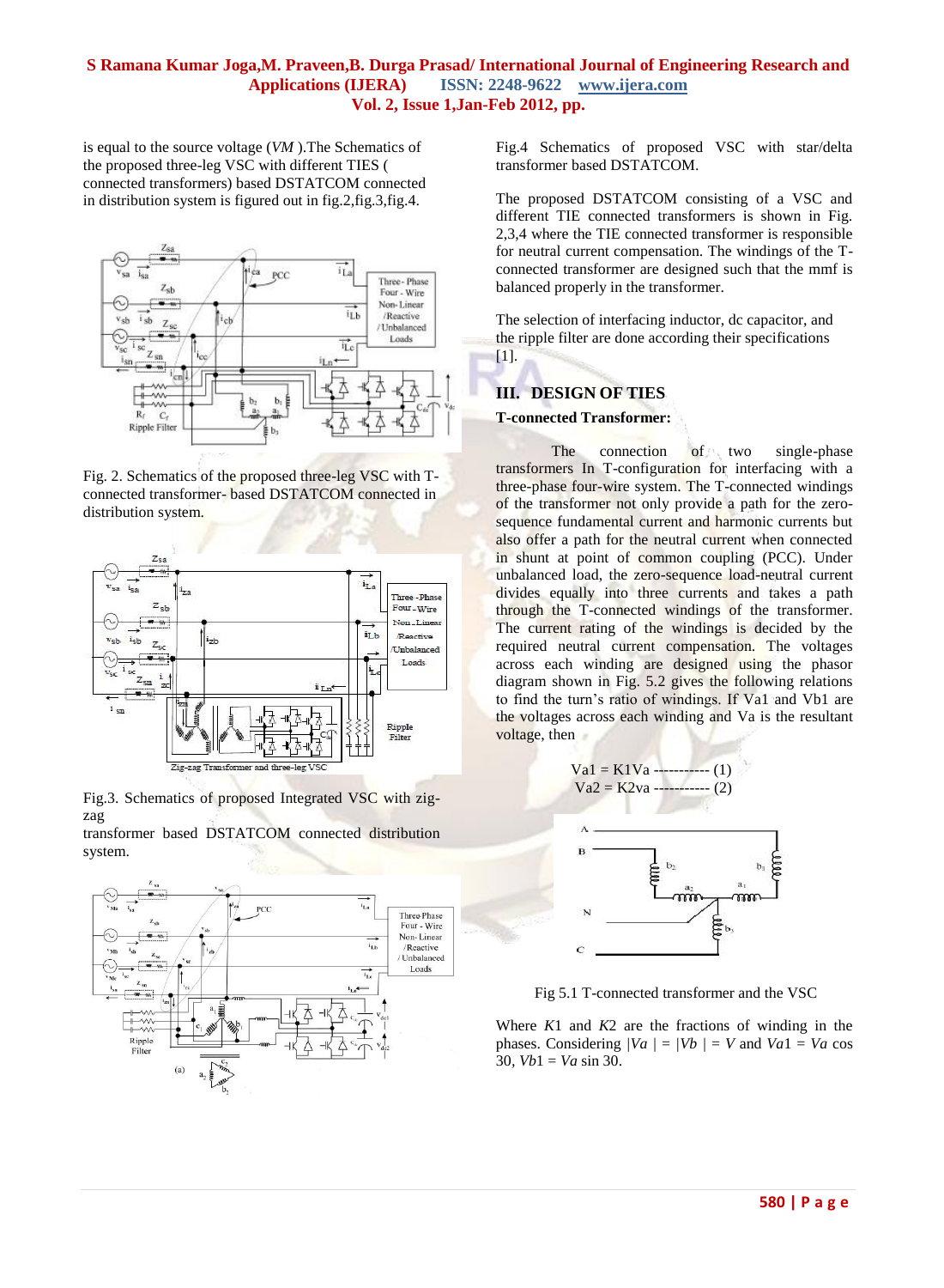is equal to the source voltage ($VM$ ).The Schematics of the proposed three-leg VSC with different TIES ( connected transformers) based DSTATCOM connected in distribution system is figured out in fig.2,fig.3,fig.4.

Fig. 2. Schematics of the proposed three-leg VSC with T-connected transformer- based DSTATCOM connected in distribution system.

Fig.3. Schematics of proposed Integrated VSC with zig-zag transformer based DSTATCOM connected distribution system.

Fig.4 Schematics of proposed VSC with star/delta transformer based DSTATCOM.

The proposed DSTATCOM consisting of a VSC and different TIE connected transformers is shown in Fig. 2,3,4 where the TIE connected transformer is responsible for neutral current compensation. The windings of the T-connected transformer are designed such that the mmf is balanced properly in the transformer.

The selection of interfacing inductor, dc capacitor, and the ripple filter are done according their specifications [1].

## III. DESIGN OF TIES

**T-connected Transformer:**

The connection of two single-phase transformers In T-configuration for interfacing with a three-phase four-wire system. The T-connected windings of the transformer not only provide a path for the zero-sequence fundamental current and harmonic currents but also offer a path for the neutral current when connected in shunt at point of common coupling (PCC). Under unbalanced load, the zero-sequence load-neutral current divides equally into three currents and takes a path through the T-connected windings of the transformer. The current rating of the windings is decided by the required neutral current compensation. The voltages across each winding are designed using the phasor diagram shown in Fig. 5.2 gives the following relations to find the turn's ratio of windings. If Va1 and Vb1 are the voltages across each winding and Va is the resultant voltage, then

$$V_{a1} = K_1 V_a \text{ ---------- } (1)$$
$$V_{a2} = K_2 v_a \text{ ----------- } (2)$$

Fig 5.1 T-connected transformer and the VSC

Where $K1$ and $K2$ are the fractions of winding in the phases. Considering $|Va| = |Vb| = V$ and $Va1 = Va \cos 30$, $Vb1 = Va \sin 30$.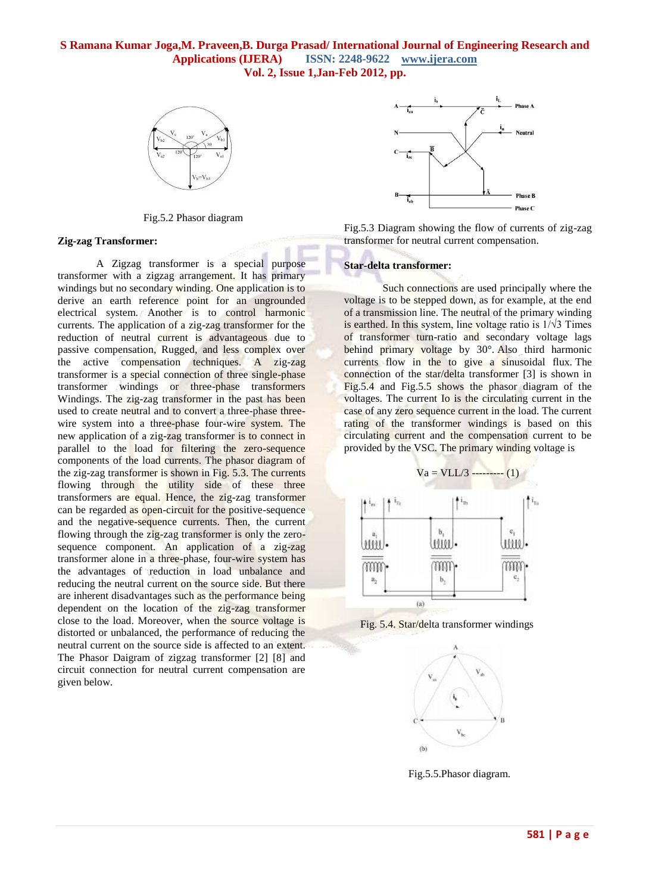Fig.5.2 Phasor diagram

## Zig-zag Transformer:

A Zigzag transformer is a special purpose transformer with a zigzag arrangement. It has primary windings but no secondary winding. One application is to derive an earth reference point for an ungrounded electrical system. Another is to control harmonic currents. The application of a zig-zag transformer for the reduction of neutral current is advantageous due to passive compensation, Rugged, and less complex over the active compensation techniques. A zig-zag transformer is a special connection of three single-phase transformer windings or three-phase transformers Windings. The zig-zag transformer in the past has been used to create neutral and to convert a three-phase three-wire system into a three-phase four-wire system. The new application of a zig-zag transformer is to connect in parallel to the load for filtering the zero-sequence components of the load currents. The phasor diagram of the zig-zag transformer is shown in Fig. 5.3. The currents flowing through the utility side of these three transformers are equal. Hence, the zig-zag transformer can be regarded as open-circuit for the positive-sequence and the negative-sequence currents. Then, the current flowing through the zig-zag transformer is only the zero-sequence component. An application of a zig-zag transformer alone in a three-phase, four-wire system has the advantages of reduction in load unbalance and reducing the neutral current on the source side. But there are inherent disadvantages such as the performance being dependent on the location of the zig-zag transformer close to the load. Moreover, when the source voltage is distorted or unbalanced, the performance of reducing the neutral current on the source side is affected to an extent. The Phasor Daigram of zigzag transformer [2] [8] and circuit connection for neutral current compensation are given below.

Fig.5.3 Diagram showing the flow of currents of zig-zag transformer for neutral current compensation.

## Star-delta transformer:

Such connections are used principally where the voltage is to be stepped down, as for example, at the end of a transmission line. The neutral of the primary winding is earthed. In this system, line voltage ratio is $1/\sqrt{3}$ Times of transformer turn-ratio and secondary voltage lags behind primary voltage by 30°. Also third harmonic currents flow in the to give a sinusoidal flux. The connection of the star/delta transformer [3] is shown in Fig.5.4 and Fig.5.5 shows the phasor diagram of the voltages. The current Io is the circulating current in the case of any zero sequence current in the load. The current rating of the transformer windings is based on this circulating current and the compensation current to be provided by the VSC. The primary winding voltage is

$$V_a = V_{LL}/3 \text{ --------- } (1)$$

Fig. 5.4. Star/delta transformer windings

Fig.5.5.Phasor diagram.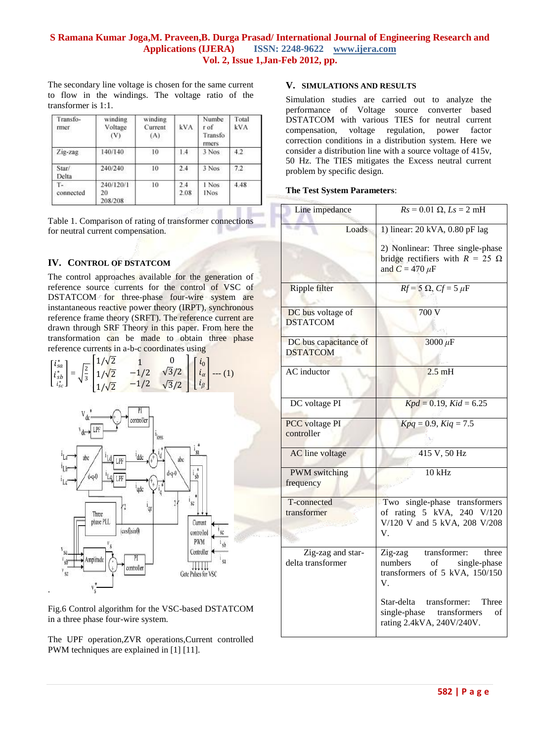The secondary line voltage is chosen for the same current to flow in the windings. The voltage ratio of the transformer is 1:1.

| Transfo-rmer | winding Voltage (V) | winding Current (A) | kVA | Number of Transformers | Total kVA |
|---|---|---|---|---|---|
| Zig-zag | 140/140 | 10 | 1.4 | 3 Nos | 4.2 |
| Star/ Delta | 240/240 | 10 | 2.4 | 3 Nos | 7.2 |
| T-connected | 240/120/120<br>208/208 | 10 | 2.4<br>2.08 | 1 Nos<br>1Nos | 4.48 |

Table 1. Comparison of rating of transformer connections for neutral current compensation.

## IV. CONTROL OF DSTATCOM

The control approaches available for the generation of reference source currents for the control of VSC of DSTATCOM for three-phase four-wire system are instantaneous reactive power theory (IRPT), synchronous reference frame theory (SRFT). The reference current are drawn through SRF Theory in this paper. From here the transformation can be made to obtain three phase reference currents in a-b-c coordinates using

$$\begin{bmatrix} i_{sa}^* \\ i_{sb}^* \\ i_{sc}^* \end{bmatrix} = \sqrt{\frac{2}{3}} \begin{bmatrix} 1/\sqrt{2} & 1 & 0 \\ 1/\sqrt{2} & -1/2 & \sqrt{3}/2 \\ 1/\sqrt{2} & -1/2 & \sqrt{3}/2 \end{bmatrix} \begin{bmatrix} i_0 \\ i_\alpha \\ i_\beta \end{bmatrix} \text{ --- (1)}$$

Fig.6 Control algorithm for the VSC-based DSTATCOM in a three phase four-wire system.

The UPF operation,ZVR operations,Current controlled PWM techniques are explained in [1] [11].

## V. SIMULATIONS AND RESULTS

Simulation studies are carried out to analyze the performance of Voltage source converter based DSTATCOM with various TIES for neutral current compensation, voltage regulation, power factor correction conditions in a distribution system. Here we consider a distribution line with a source voltage of 415v, 50 Hz. The TIES mitigates the Excess neutral current problem by specific design.

**The Test System Parameters**:

| Line impedance | $Rs$ = 0.01 Ω, $Ls$ = 2 mH |
|---|---|
| Loads | 1) linear: 20 kVA, 0.80 pF lag<br><br>2) Nonlinear: Three single-phase bridge rectifiers with $R$ = 25 Ω and $C$ = 470 $\mu$F |
| Ripple filter | $Rf$ = 5 Ω, $Cf$ = 5 $\mu$F |
| DC bus voltage of DSTATCOM | 700 V |
| DC bus capacitance of DSTATCOM | 3000 $\mu$F |
| AC inductor | 2.5 mH |
| DC voltage PI | $Kpd$ = 0.19, $Kid$ = 6.25 |
| PCC voltage PI controller | $Kpq$ = 0.9, $Kiq$ = 7.5 |
| AC line voltage | 415 V, 50 Hz |
| PWM switching frequency | 10 kHz |
| T-connected transformer | Two single-phase transformers of rating 5 kVA, 240 V/120 V/120 V and 5 kVA, 208 V/208 V. |
| Zig-zag and star-delta transformer | Zig-zag transformer: three numbers of single-phase transformers of 5 kVA, 150/150 V.<br><br>Star-delta transformer: Three single-phase transformers of rating 2.4kVA, 240V/240V. |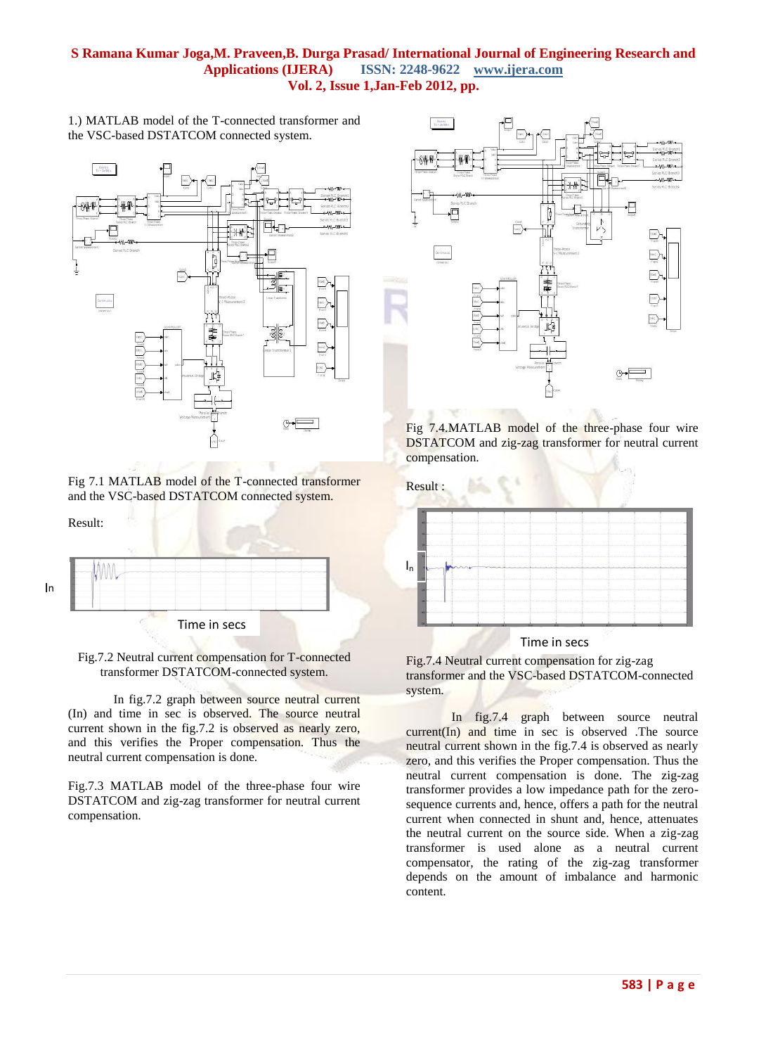1.) MATLAB model of the T-connected transformer and the VSC-based DSTATCOM connected system.

Fig 7.1 MATLAB model of the T-connected transformer and the VSC-based DSTATCOM connected system.

Result:

Fig.7.2 Neutral current compensation for T-connected transformer DSTATCOM-connected system.

In fig.7.2 graph between source neutral current (In) and time in sec is observed. The source neutral current shown in the fig.7.2 is observed as nearly zero, and this verifies the Proper compensation. Thus the neutral current compensation is done.

Fig.7.3 MATLAB model of the three-phase four wire DSTATCOM and zig-zag transformer for neutral current compensation.

Fig 7.4.MATLAB model of the three-phase four wire DSTATCOM and zig-zag transformer for neutral current compensation.

Result :

Fig.7.4 Neutral current compensation for zig-zag transformer and the VSC-based DSTATCOM-connected system.

In fig.7.4 graph between source neutral current(In) and time in sec is observed .The source neutral current shown in the fig.7.4 is observed as nearly zero, and this verifies the Proper compensation. Thus the neutral current compensation is done. The zig-zag transformer provides a low impedance path for the zero-sequence currents and, hence, offers a path for the neutral current when connected in shunt and, hence, attenuates the neutral current on the source side. When a zig-zag transformer is used alone as a neutral current compensator, the rating of the zig-zag transformer depends on the amount of imbalance and harmonic content.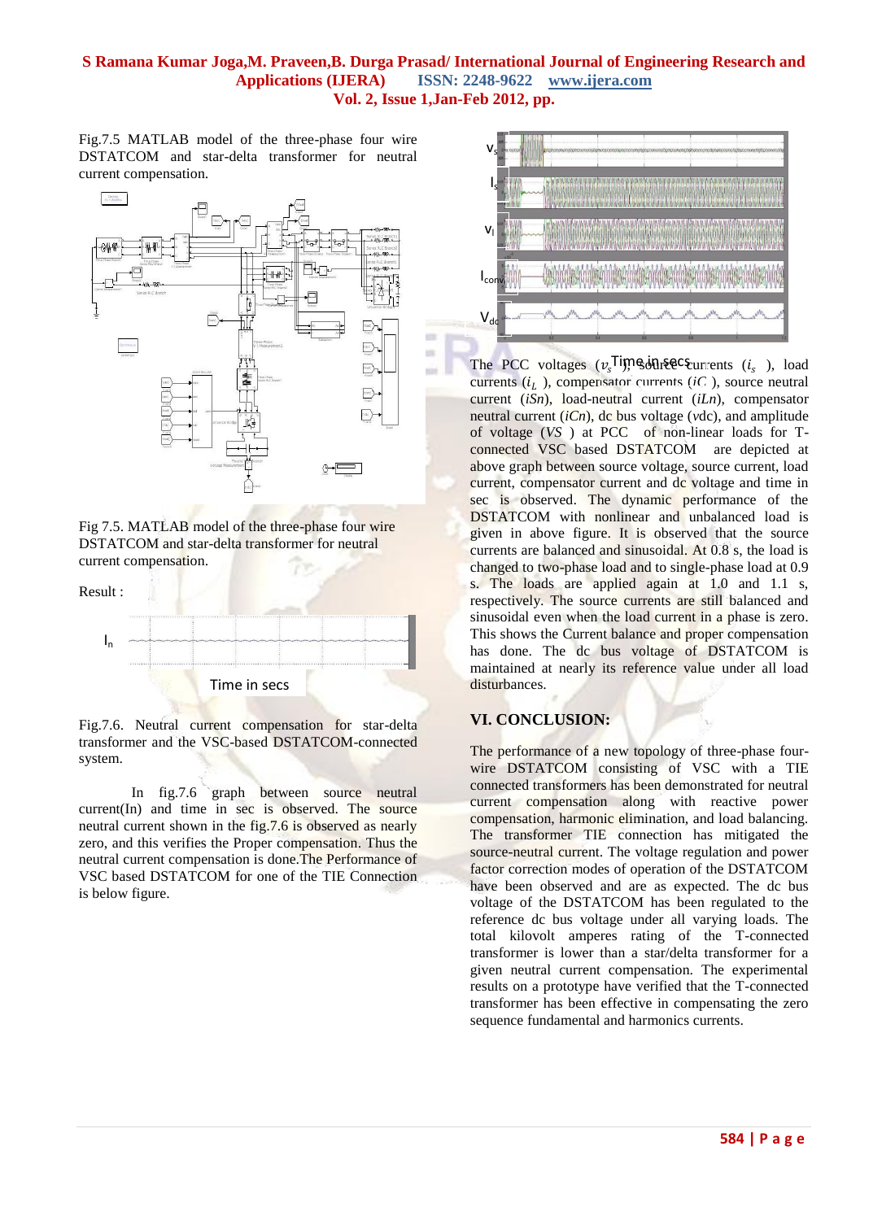Fig.7.5 MATLAB model of the three-phase four wire DSTATCOM and star-delta transformer for neutral current compensation.

Fig 7.5. MATLAB model of the three-phase four wire DSTATCOM and star-delta transformer for neutral current compensation.

Result :

Fig.7.6. Neutral current compensation for star-delta transformer and the VSC-based DSTATCOM-connected system.

In fig.7.6 graph between source neutral current(In) and time in sec is observed. The source neutral current shown in the fig.7.6 is observed as nearly zero, and this verifies the Proper compensation. Thus the neutral current compensation is done.The Performance of VSC based DSTATCOM for one of the TIE Connection is below figure.

The PCC voltages ($v_s$), source currents ($i_s$), load currents ($i_L$), compensator currents ($iC$), source neutral current ($iSn$), load-neutral current ($iLn$), compensator neutral current ($iCn$), dc bus voltage (vdc), and amplitude of voltage ($VS$) at PCC of non-linear loads for T-connected VSC based DSTATCOM are depicted at above graph between source voltage, source current, load current, compensator current and dc voltage and time in sec is observed. The dynamic performance of the DSTATCOM with nonlinear and unbalanced load is given in above figure. It is observed that the source currents are balanced and sinusoidal. At 0.8 s, the load is changed to two-phase load and to single-phase load at 0.9 s. The loads are applied again at 1.0 and 1.1 s, respectively. The source currents are still balanced and sinusoidal even when the load current in a phase is zero. This shows the Current balance and proper compensation has done. The dc bus voltage of DSTATCOM is maintained at nearly its reference value under all load disturbances.

## VI. CONCLUSION:

The performance of a new topology of three-phase four-wire DSTATCOM consisting of VSC with a TIE connected transformers has been demonstrated for neutral current compensation along with reactive power compensation, harmonic elimination, and load balancing. The transformer TIE connection has mitigated the source-neutral current. The voltage regulation and power factor correction modes of operation of the DSTATCOM have been observed and are as expected. The dc bus voltage of the DSTATCOM has been regulated to the reference dc bus voltage under all varying loads. The total kilovolt amperes rating of the T-connected transformer is lower than a star/delta transformer for a given neutral current compensation. The experimental results on a prototype have verified that the T-connected transformer has been effective in compensating the zero sequence fundamental and harmonics currents.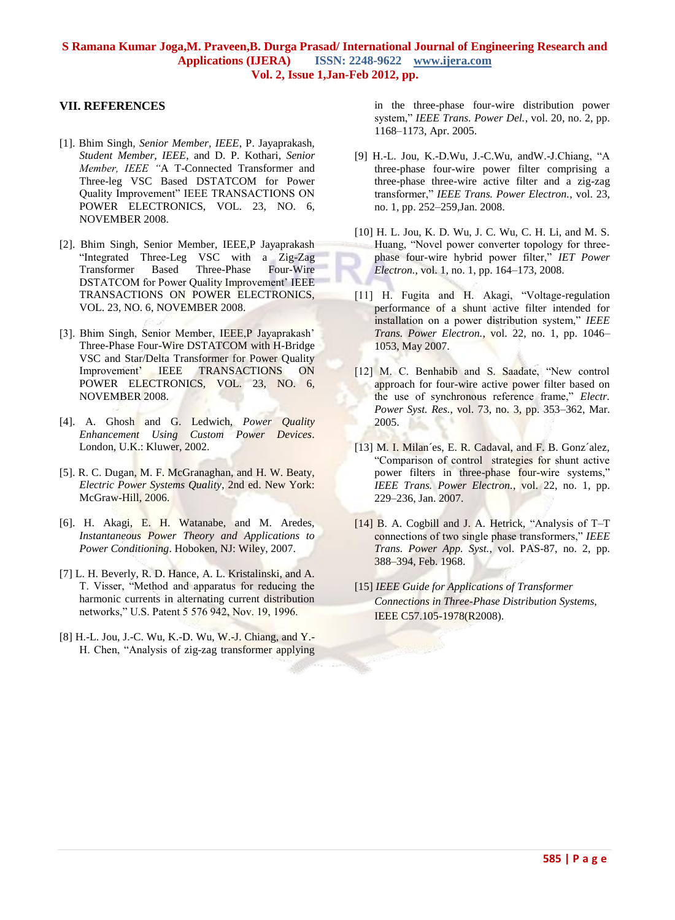## VII. REFERENCES

[1]. Bhim Singh, *Senior Member, IEEE*, P. Jayaprakash, *Student Member, IEEE*, and D. P. Kothari, *Senior Member, IEEE "*A T-Connected Transformer and Three-leg VSC Based DSTATCOM for Power Quality Improvement" IEEE TRANSACTIONS ON POWER ELECTRONICS, VOL. 23, NO. 6, NOVEMBER 2008.

[2]. Bhim Singh, Senior Member, IEEE,P Jayaprakash "Integrated Three-Leg VSC with a Zig-Zag Transformer Based Three-Phase Four-Wire DSTATCOM for Power Quality Improvement' IEEE TRANSACTIONS ON POWER ELECTRONICS, VOL. 23, NO. 6, NOVEMBER 2008.

[3]. Bhim Singh, Senior Member, IEEE,P Jayaprakash' Three-Phase Four-Wire DSTATCOM with H-Bridge VSC and Star/Delta Transformer for Power Quality Improvement' IEEE TRANSACTIONS ON POWER ELECTRONICS, VOL. 23, NO. 6, NOVEMBER 2008.

[4]. A. Ghosh and G. Ledwich, *Power Quality Enhancement Using Custom Power Devices*. London, U.K.: Kluwer, 2002.

[5]. R. C. Dugan, M. F. McGranaghan, and H. W. Beaty, *Electric Power Systems Quality*, 2nd ed. New York: McGraw-Hill, 2006.

[6]. H. Akagi, E. H. Watanabe, and M. Aredes, *Instantaneous Power Theory and Applications to Power Conditioning*. Hoboken, NJ: Wiley, 2007.

[7] L. H. Beverly, R. D. Hance, A. L. Kristalinski, and A. T. Visser, "Method and apparatus for reducing the harmonic currents in alternating current distribution networks," U.S. Patent 5 576 942, Nov. 19, 1996.

[8] H.-L. Jou, J.-C. Wu, K.-D. Wu, W.-J. Chiang, and Y.-H. Chen, "Analysis of zig-zag transformer applying in the three-phase four-wire distribution power system," *IEEE Trans. Power Del.*, vol. 20, no. 2, pp. 1168–1173, Apr. 2005.

[9] H.-L. Jou, K.-D.Wu, J.-C.Wu, andW.-J.Chiang, "A three-phase four-wire power filter comprising a three-phase three-wire active filter and a zig-zag transformer," *IEEE Trans. Power Electron.*, vol. 23, no. 1, pp. 252–259,Jan. 2008.

[10] H. L. Jou, K. D. Wu, J. C. Wu, C. H. Li, and M. S. Huang, "Novel power converter topology for three-phase four-wire hybrid power filter," *IET Power Electron.*, vol. 1, no. 1, pp. 164–173, 2008.

[11] H. Fugita and H. Akagi, "Voltage-regulation performance of a shunt active filter intended for installation on a power distribution system," *IEEE Trans. Power Electron.*, vol. 22, no. 1, pp. 1046–1053, May 2007.

[12] M. C. Benhabib and S. Saadate, "New control approach for four-wire active power filter based on the use of synchronous reference frame," *Electr. Power Syst. Res.*, vol. 73, no. 3, pp. 353–362, Mar. 2005.

[13] M. I. Milan´es, E. R. Cadaval, and F. B. Gonz´alez, "Comparison of control strategies for shunt active power filters in three-phase four-wire systems," *IEEE Trans. Power Electron.*, vol. 22, no. 1, pp. 229–236, Jan. 2007.

[14] B. A. Cogbill and J. A. Hetrick, "Analysis of T–T connections of two single phase transformers," *IEEE Trans. Power App. Syst.*, vol. PAS-87, no. 2, pp. 388–394, Feb. 1968.

[15] *IEEE Guide for Applications of Transformer Connections in Three-Phase Distribution Systems*, IEEE C57.105-1978(R2008).